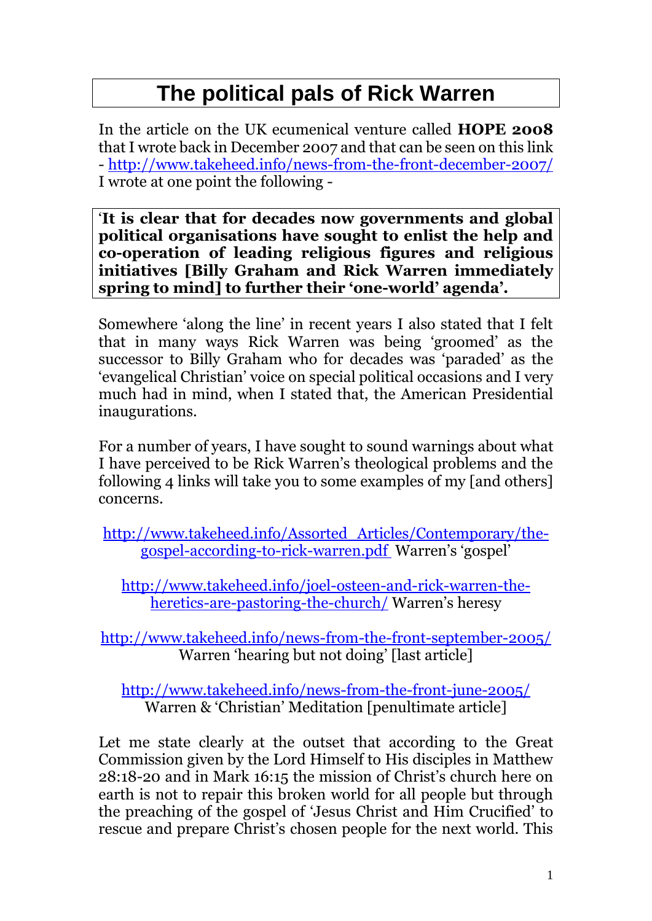# The political pals of Rick Warren

In the article on the UK ecumenical venture called **HOPE 2008** that I wrote back in December 2007 and that can be seen on this link - http://www.takeheed.info/news-from-the-front-december-2007/ I wrote at one point the following -

> '**It is clear that for decades now governments and global political organisations have sought to enlist the help and co-operation of leading religious figures and religious initiatives [Billy Graham and Rick Warren immediately spring to mind] to further their 'one-world' agenda'.**

Somewhere 'along the line' in recent years I also stated that I felt that in many ways Rick Warren was being 'groomed' as the successor to Billy Graham who for decades was 'paraded' as the 'evangelical Christian' voice on special political occasions and I very much had in mind, when I stated that, the American Presidential inaugurations.

For a number of years, I have sought to sound warnings about what I have perceived to be Rick Warren's theological problems and the following 4 links will take you to some examples of my [and others] concerns.

http://www.takeheed.info/Assorted_Articles/Contemporary/the-gospel-according-to-rick-warren.pdf Warren's 'gospel'

http://www.takeheed.info/joel-osteen-and-rick-warren-the-heretics-are-pastoring-the-church/ Warren's heresy

http://www.takeheed.info/news-from-the-front-september-2005/ Warren 'hearing but not doing' [last article]

http://www.takeheed.info/news-from-the-front-june-2005/ Warren & 'Christian' Meditation [penultimate article]

Let me state clearly at the outset that according to the Great Commission given by the Lord Himself to His disciples in Matthew 28:18-20 and in Mark 16:15 the mission of Christ's church here on earth is not to repair this broken world for all people but through the preaching of the gospel of 'Jesus Christ and Him Crucified' to rescue and prepare Christ's chosen people for the next world. This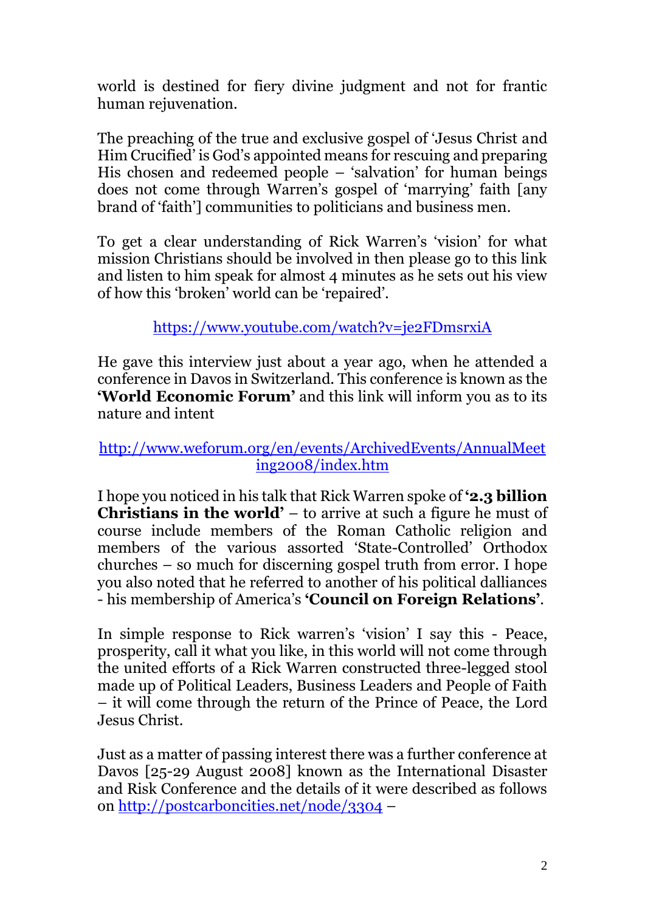world is destined for fiery divine judgment and not for frantic human rejuvenation.

The preaching of the true and exclusive gospel of 'Jesus Christ and Him Crucified' is God's appointed means for rescuing and preparing His chosen and redeemed people – 'salvation' for human beings does not come through Warren's gospel of 'marrying' faith [any brand of 'faith'] communities to politicians and business men.

To get a clear understanding of Rick Warren's 'vision' for what mission Christians should be involved in then please go to this link and listen to him speak for almost 4 minutes as he sets out his view of how this 'broken' world can be 'repaired'.

https://www.youtube.com/watch?v=je2FDmsrxiA

He gave this interview just about a year ago, when he attended a conference in Davos in Switzerland. This conference is known as the **'World Economic Forum'** and this link will inform you as to its nature and intent

http://www.weforum.org/en/events/ArchivedEvents/AnnualMeeting2008/index.htm

I hope you noticed in his talk that Rick Warren spoke of **'2.3 billion Christians in the world'** – to arrive at such a figure he must of course include members of the Roman Catholic religion and members of the various assorted 'State-Controlled' Orthodox churches – so much for discerning gospel truth from error. I hope you also noted that he referred to another of his political dalliances - his membership of America's **'Council on Foreign Relations'**.

In simple response to Rick warren's 'vision' I say this - Peace, prosperity, call it what you like, in this world will not come through the united efforts of a Rick Warren constructed three-legged stool made up of Political Leaders, Business Leaders and People of Faith – it will come through the return of the Prince of Peace, the Lord Jesus Christ.

Just as a matter of passing interest there was a further conference at Davos [25-29 August 2008] known as the International Disaster and Risk Conference and the details of it were described as follows on http://postcarboncities.net/node/3304 –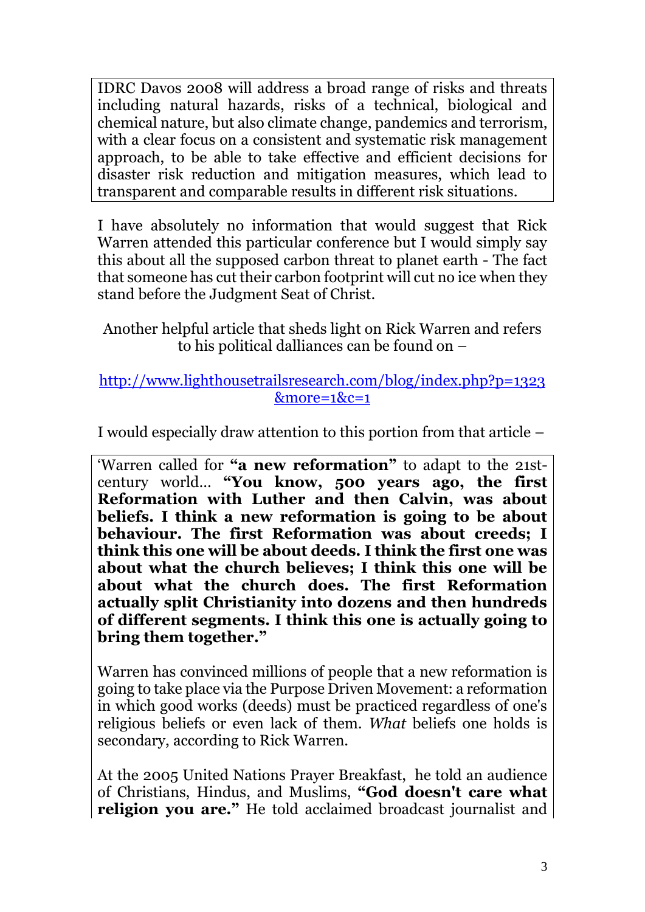IDRC Davos 2008 will address a broad range of risks and threats including natural hazards, risks of a technical, biological and chemical nature, but also climate change, pandemics and terrorism, with a clear focus on a consistent and systematic risk management approach, to be able to take effective and efficient decisions for disaster risk reduction and mitigation measures, which lead to transparent and comparable results in different risk situations.

I have absolutely no information that would suggest that Rick Warren attended this particular conference but I would simply say this about all the supposed carbon threat to planet earth - The fact that someone has cut their carbon footprint will cut no ice when they stand before the Judgment Seat of Christ.

Another helpful article that sheds light on Rick Warren and refers to his political dalliances can be found on –

http://www.lighthousetrailsresearch.com/blog/index.php?p=1323&more=1&c=1

I would especially draw attention to this portion from that article –

> 'Warren called for **"a new reformation"** to adapt to the 21st-century world… **"You know, 500 years ago, the first Reformation with Luther and then Calvin, was about beliefs. I think a new reformation is going to be about behaviour. The first Reformation was about creeds; I think this one will be about deeds. I think the first one was about what the church believes; I think this one will be about what the church does. The first Reformation actually split Christianity into dozens and then hundreds of different segments. I think this one is actually going to bring them together."**
>
> Warren has convinced millions of people that a new reformation is going to take place via the Purpose Driven Movement: a reformation in which good works (deeds) must be practiced regardless of one's religious beliefs or even lack of them. *What* beliefs one holds is secondary, according to Rick Warren.
>
> At the 2005 United Nations Prayer Breakfast, he told an audience of Christians, Hindus, and Muslims, **"God doesn't care what religion you are."** He told acclaimed broadcast journalist and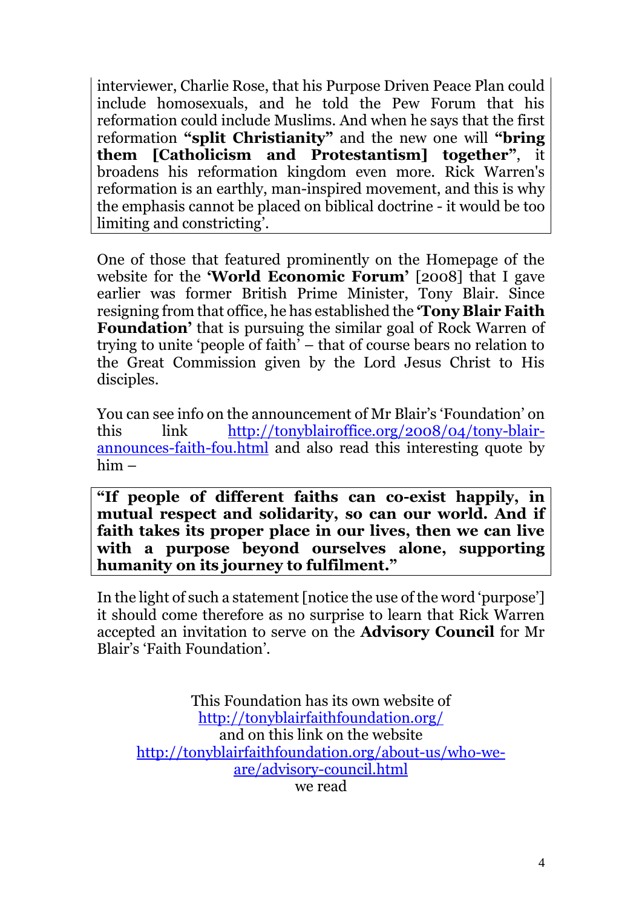interviewer, Charlie Rose, that his Purpose Driven Peace Plan could include homosexuals, and he told the Pew Forum that his reformation could include Muslims. And when he says that the first reformation **"split Christianity"** and the new one will **"bring them [Catholicism and Protestantism] together"**, it broadens his reformation kingdom even more. Rick Warren's reformation is an earthly, man-inspired movement, and this is why the emphasis cannot be placed on biblical doctrine - it would be too limiting and constricting'.

One of those that featured prominently on the Homepage of the website for the **'World Economic Forum'** [2008] that I gave earlier was former British Prime Minister, Tony Blair. Since resigning from that office, he has established the **'Tony Blair Faith Foundation'** that is pursuing the similar goal of Rock Warren of trying to unite 'people of faith' – that of course bears no relation to the Great Commission given by the Lord Jesus Christ to His disciples.

You can see info on the announcement of Mr Blair's 'Foundation' on this link http://tonyblairoffice.org/2008/04/tony-blair-announces-faith-fou.html and also read this interesting quote by him –

**"If people of different faiths can co-exist happily, in mutual respect and solidarity, so can our world. And if faith takes its proper place in our lives, then we can live with a purpose beyond ourselves alone, supporting humanity on its journey to fulfilment."**

In the light of such a statement [notice the use of the word 'purpose'] it should come therefore as no surprise to learn that Rick Warren accepted an invitation to serve on the **Advisory Council** for Mr Blair's 'Faith Foundation'.

This Foundation has its own website of
http://tonyblairfaithfoundation.org/
and on this link on the website
http://tonyblairfaithfoundation.org/about-us/who-we-are/advisory-council.html
we read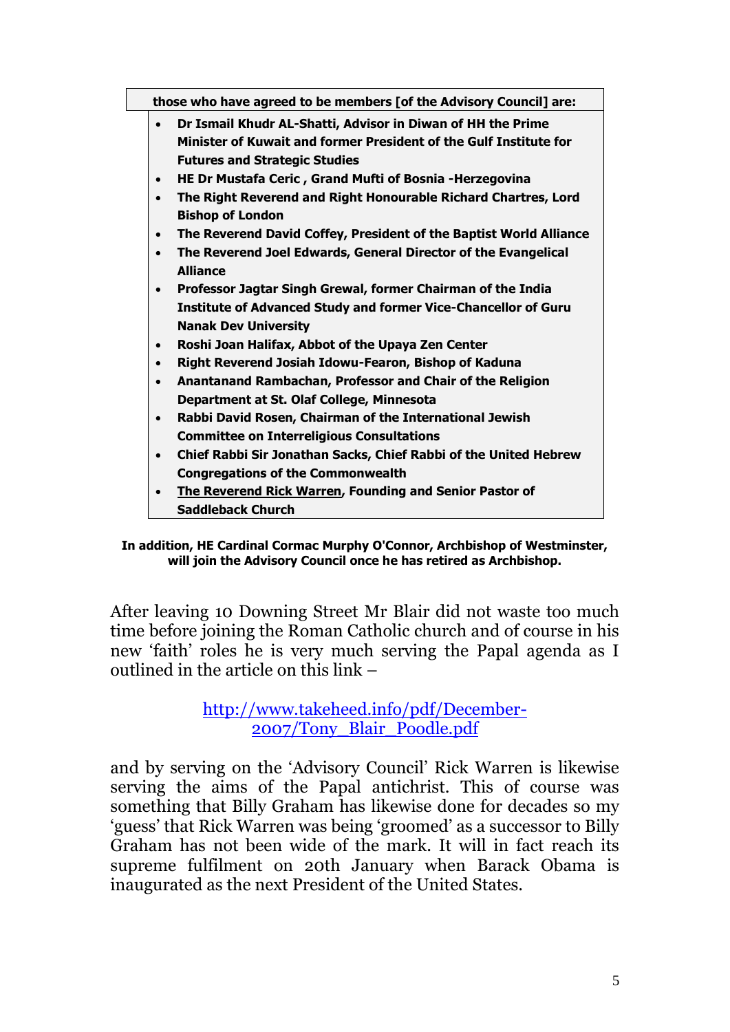**those who have agreed to be members [of the Advisory Council] are:**

- **Dr Ismail Khudr AL-Shatti, Advisor in Diwan of HH the Prime Minister of Kuwait and former President of the Gulf Institute for Futures and Strategic Studies**
- **HE Dr Mustafa Ceric , Grand Mufti of Bosnia -Herzegovina**
- **The Right Reverend and Right Honourable Richard Chartres, Lord Bishop of London**
- **The Reverend David Coffey, President of the Baptist World Alliance**
- **The Reverend Joel Edwards, General Director of the Evangelical Alliance**
- **Professor Jagtar Singh Grewal, former Chairman of the India Institute of Advanced Study and former Vice-Chancellor of Guru Nanak Dev University**
- **Roshi Joan Halifax, Abbot of the Upaya Zen Center**
- **Right Reverend Josiah Idowu-Fearon, Bishop of Kaduna**
- **Anantanand Rambachan, Professor and Chair of the Religion Department at St. Olaf College, Minnesota**
- **Rabbi David Rosen, Chairman of the International Jewish Committee on Interreligious Consultations**
- **Chief Rabbi Sir Jonathan Sacks, Chief Rabbi of the United Hebrew Congregations of the Commonwealth**
- **The Reverend Rick Warren, Founding and Senior Pastor of Saddleback Church**

**In addition, HE Cardinal Cormac Murphy O'Connor, Archbishop of Westminster, will join the Advisory Council once he has retired as Archbishop.**

After leaving 10 Downing Street Mr Blair did not waste too much time before joining the Roman Catholic church and of course in his new 'faith' roles he is very much serving the Papal agenda as I outlined in the article on this link –

http://www.takeheed.info/pdf/December-2007/Tony_Blair_Poodle.pdf

and by serving on the 'Advisory Council' Rick Warren is likewise serving the aims of the Papal antichrist. This of course was something that Billy Graham has likewise done for decades so my 'guess' that Rick Warren was being 'groomed' as a successor to Billy Graham has not been wide of the mark. It will in fact reach its supreme fulfilment on 20th January when Barack Obama is inaugurated as the next President of the United States.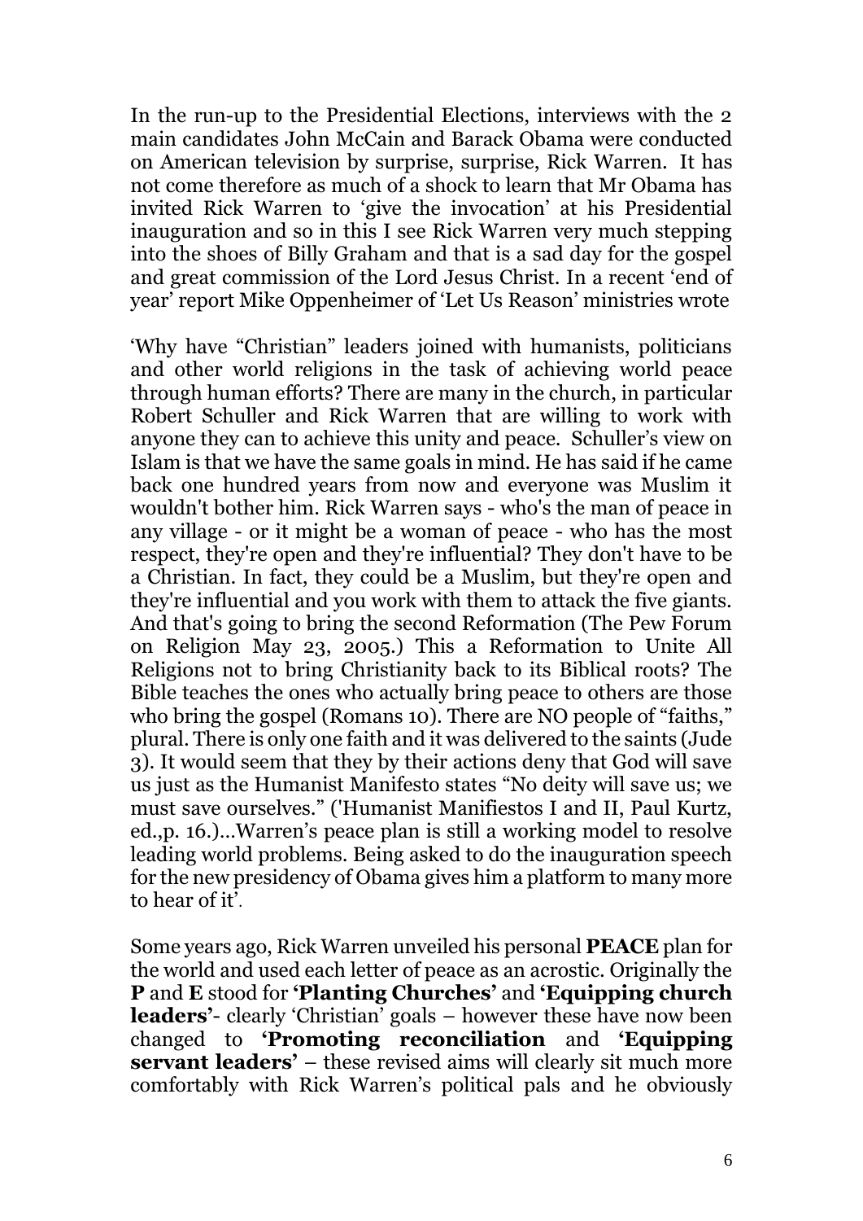In the run-up to the Presidential Elections, interviews with the 2 main candidates John McCain and Barack Obama were conducted on American television by surprise, surprise, Rick Warren. It has not come therefore as much of a shock to learn that Mr Obama has invited Rick Warren to 'give the invocation' at his Presidential inauguration and so in this I see Rick Warren very much stepping into the shoes of Billy Graham and that is a sad day for the gospel and great commission of the Lord Jesus Christ. In a recent 'end of year' report Mike Oppenheimer of 'Let Us Reason' ministries wrote

'Why have "Christian" leaders joined with humanists, politicians and other world religions in the task of achieving world peace through human efforts? There are many in the church, in particular Robert Schuller and Rick Warren that are willing to work with anyone they can to achieve this unity and peace. Schuller's view on Islam is that we have the same goals in mind. He has said if he came back one hundred years from now and everyone was Muslim it wouldn't bother him. Rick Warren says - who's the man of peace in any village - or it might be a woman of peace - who has the most respect, they're open and they're influential? They don't have to be a Christian. In fact, they could be a Muslim, but they're open and they're influential and you work with them to attack the five giants. And that's going to bring the second Reformation (The Pew Forum on Religion May 23, 2005.) This a Reformation to Unite All Religions not to bring Christianity back to its Biblical roots? The Bible teaches the ones who actually bring peace to others are those who bring the gospel (Romans 10). There are NO people of "faiths," plural. There is only one faith and it was delivered to the saints (Jude 3). It would seem that they by their actions deny that God will save us just as the Humanist Manifesto states "No deity will save us; we must save ourselves." ('Humanist Manifiestos I and II, Paul Kurtz, ed.,p. 16.)...Warren's peace plan is still a working model to resolve leading world problems. Being asked to do the inauguration speech for the new presidency of Obama gives him a platform to many more to hear of it'.

Some years ago, Rick Warren unveiled his personal **PEACE** plan for the world and used each letter of peace as an acrostic. Originally the **P** and **E** stood for **'Planting Churches'** and **'Equipping church leaders'**- clearly 'Christian' goals – however these have now been changed to **'Promoting reconciliation** and **'Equipping servant leaders'** – these revised aims will clearly sit much more comfortably with Rick Warren's political pals and he obviously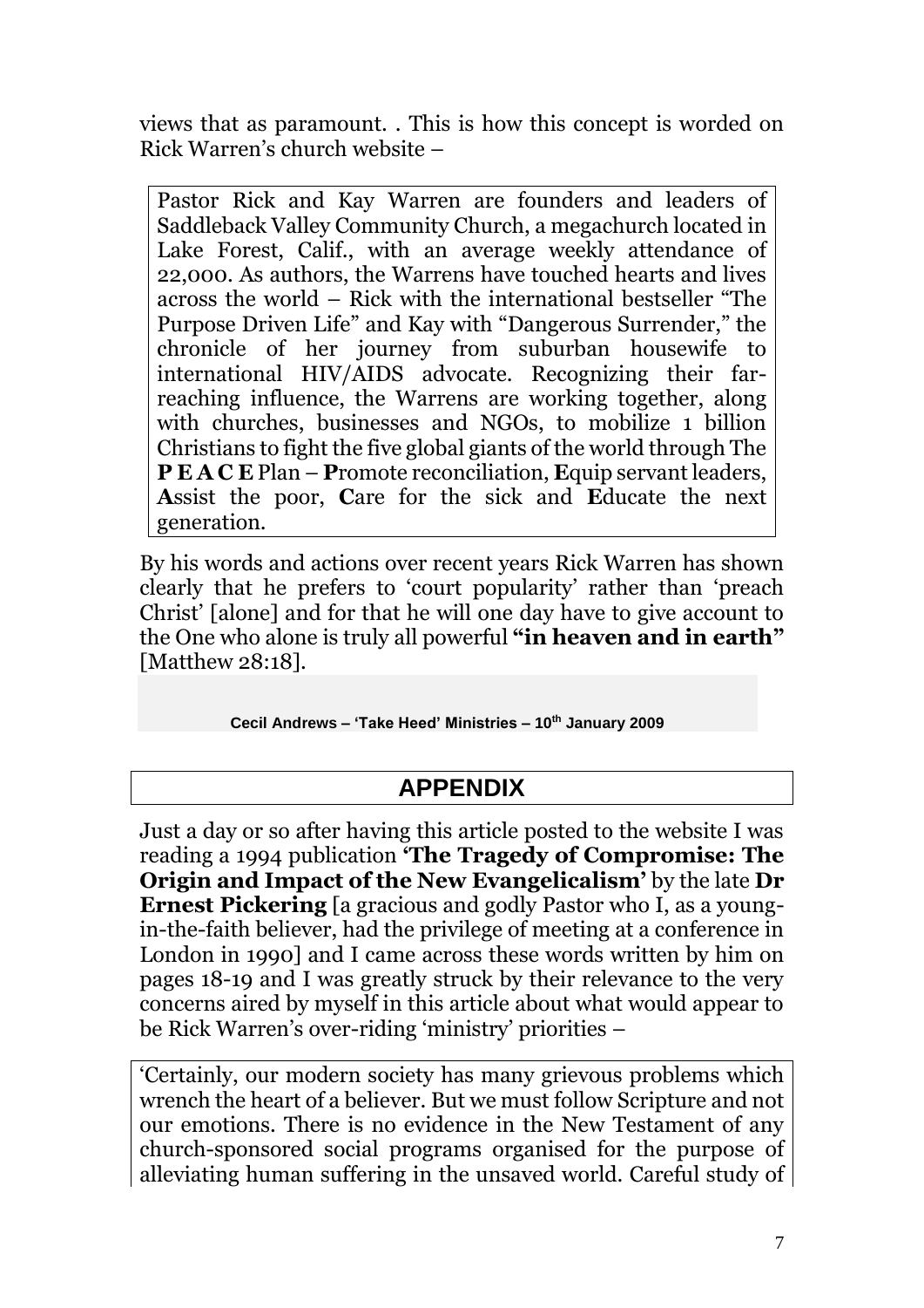views that as paramount. . This is how this concept is worded on Rick Warren's church website –

> Pastor Rick and Kay Warren are founders and leaders of Saddleback Valley Community Church, a megachurch located in Lake Forest, Calif., with an average weekly attendance of 22,000. As authors, the Warrens have touched hearts and lives across the world – Rick with the international bestseller "The Purpose Driven Life" and Kay with "Dangerous Surrender," the chronicle of her journey from suburban housewife to international HIV/AIDS advocate. Recognizing their far-reaching influence, the Warrens are working together, along with churches, businesses and NGOs, to mobilize 1 billion Christians to fight the five global giants of the world through The **P E A C E** Plan – **P**romote reconciliation, **E**quip servant leaders, **A**ssist the poor, **C**are for the sick and **E**ducate the next generation.

By his words and actions over recent years Rick Warren has shown clearly that he prefers to 'court popularity' rather than 'preach Christ' [alone] and for that he will one day have to give account to the One who alone is truly all powerful **"in heaven and in earth"** [Matthew 28:18].

**Cecil Andrews – 'Take Heed' Ministries – 10th January 2009**

## APPENDIX

Just a day or so after having this article posted to the website I was reading a 1994 publication **'The Tragedy of Compromise: The Origin and Impact of the New Evangelicalism'** by the late **Dr Ernest Pickering** [a gracious and godly Pastor who I, as a young-in-the-faith believer, had the privilege of meeting at a conference in London in 1990] and I came across these words written by him on pages 18-19 and I was greatly struck by their relevance to the very concerns aired by myself in this article about what would appear to be Rick Warren's over-riding 'ministry' priorities –

> 'Certainly, our modern society has many grievous problems which wrench the heart of a believer. But we must follow Scripture and not our emotions. There is no evidence in the New Testament of any church-sponsored social programs organised for the purpose of alleviating human suffering in the unsaved world. Careful study of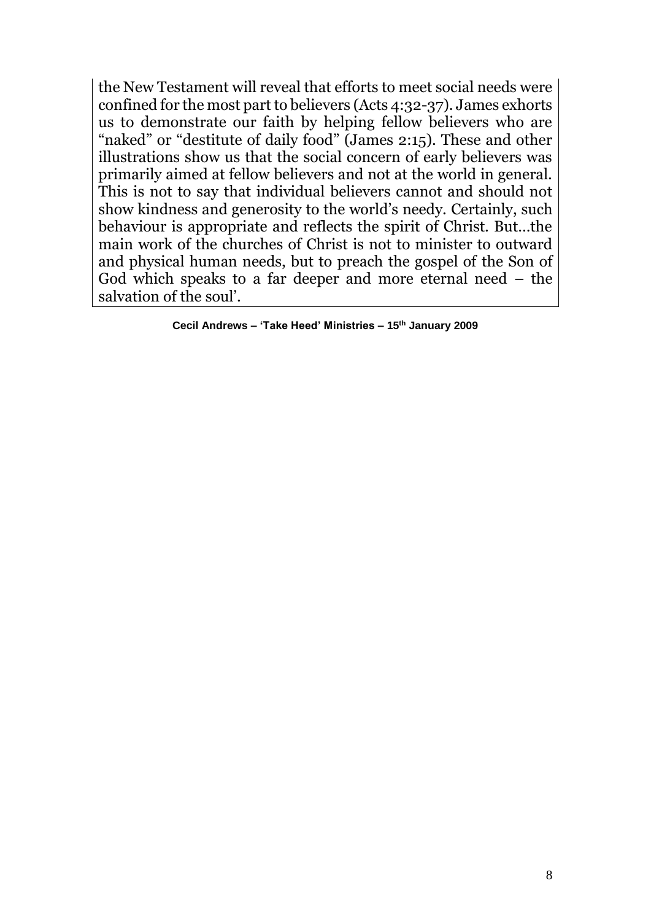the New Testament will reveal that efforts to meet social needs were confined for the most part to believers (Acts 4:32-37). James exhorts us to demonstrate our faith by helping fellow believers who are "naked" or "destitute of daily food" (James 2:15). These and other illustrations show us that the social concern of early believers was primarily aimed at fellow believers and not at the world in general. This is not to say that individual believers cannot and should not show kindness and generosity to the world's needy. Certainly, such behaviour is appropriate and reflects the spirit of Christ. But…the main work of the churches of Christ is not to minister to outward and physical human needs, but to preach the gospel of the Son of God which speaks to a far deeper and more eternal need – the salvation of the soul'.

**Cecil Andrews – 'Take Heed' Ministries – 15th January 2009**